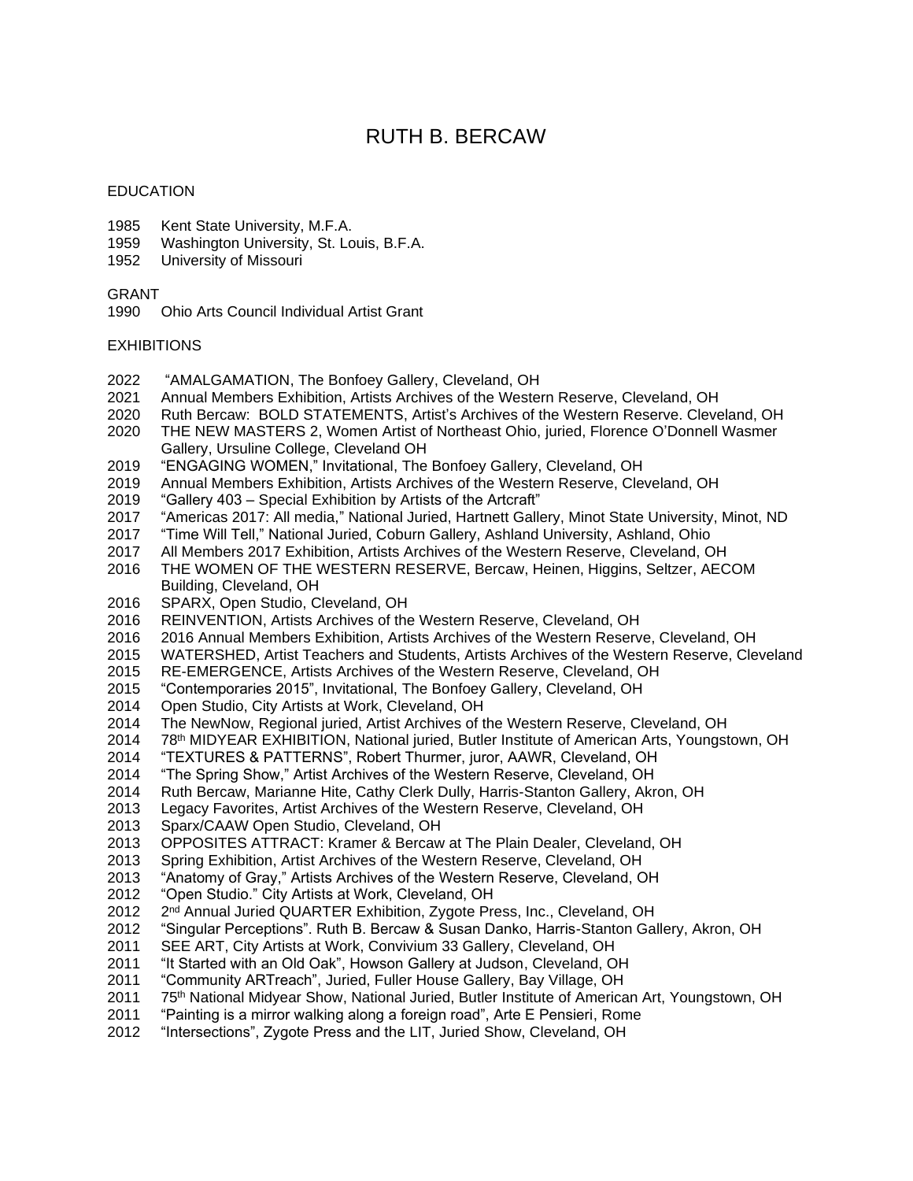# RUTH B. BERCAW

## EDUCATION

1985 Kent State University, M.F.A.
1959 Washington University, St. Louis, B.F.A.
1952 University of Missouri

## GRANT

1990 Ohio Arts Council Individual Artist Grant

## EXHIBITIONS

2022 "AMALGAMATION, The Bonfoey Gallery, Cleveland, OH
2021 Annual Members Exhibition, Artists Archives of the Western Reserve, Cleveland, OH
2020 Ruth Bercaw: BOLD STATEMENTS, Artist's Archives of the Western Reserve. Cleveland, OH
2020 THE NEW MASTERS 2, Women Artist of Northeast Ohio, juried, Florence O'Donnell Wasmer Gallery, Ursuline College, Cleveland OH
2019 "ENGAGING WOMEN," Invitational, The Bonfoey Gallery, Cleveland, OH
2019 Annual Members Exhibition, Artists Archives of the Western Reserve, Cleveland, OH
2019 "Gallery 403 – Special Exhibition by Artists of the Artcraft"
2017 "Americas 2017: All media," National Juried, Hartnett Gallery, Minot State University, Minot, ND
2017 "Time Will Tell," National Juried, Coburn Gallery, Ashland University, Ashland, Ohio
2017 All Members 2017 Exhibition, Artists Archives of the Western Reserve, Cleveland, OH
2016 THE WOMEN OF THE WESTERN RESERVE, Bercaw, Heinen, Higgins, Seltzer, AECOM Building, Cleveland, OH
2016 SPARX, Open Studio, Cleveland, OH
2016 REINVENTION, Artists Archives of the Western Reserve, Cleveland, OH
2016 2016 Annual Members Exhibition, Artists Archives of the Western Reserve, Cleveland, OH
2015 WATERSHED, Artist Teachers and Students, Artists Archives of the Western Reserve, Cleveland
2015 RE-EMERGENCE, Artists Archives of the Western Reserve, Cleveland, OH
2015 "Contemporaries 2015", Invitational, The Bonfoey Gallery, Cleveland, OH
2014 Open Studio, City Artists at Work, Cleveland, OH
2014 The NewNow, Regional juried, Artist Archives of the Western Reserve, Cleveland, OH
2014 78th MIDYEAR EXHIBITION, National juried, Butler Institute of American Arts, Youngstown, OH
2014 "TEXTURES & PATTERNS", Robert Thurmer, juror, AAWR, Cleveland, OH
2014 "The Spring Show," Artist Archives of the Western Reserve, Cleveland, OH
2014 Ruth Bercaw, Marianne Hite, Cathy Clerk Dully, Harris-Stanton Gallery, Akron, OH
2013 Legacy Favorites, Artist Archives of the Western Reserve, Cleveland, OH
2013 Sparx/CAAW Open Studio, Cleveland, OH
2013 OPPOSITES ATTRACT: Kramer & Bercaw at The Plain Dealer, Cleveland, OH
2013 Spring Exhibition, Artist Archives of the Western Reserve, Cleveland, OH
2013 "Anatomy of Gray," Artists Archives of the Western Reserve, Cleveland, OH
2012 "Open Studio." City Artists at Work, Cleveland, OH
2012 2nd Annual Juried QUARTER Exhibition, Zygote Press, Inc., Cleveland, OH
2012 "Singular Perceptions". Ruth B. Bercaw & Susan Danko, Harris-Stanton Gallery, Akron, OH
2011 SEE ART, City Artists at Work, Convivium 33 Gallery, Cleveland, OH
2011 "It Started with an Old Oak", Howson Gallery at Judson, Cleveland, OH
2011 "Community ARTreach", Juried, Fuller House Gallery, Bay Village, OH
2011 75th National Midyear Show, National Juried, Butler Institute of American Art, Youngstown, OH
2011 "Painting is a mirror walking along a foreign road", Arte E Pensieri, Rome
2012 "Intersections", Zygote Press and the LIT, Juried Show, Cleveland, OH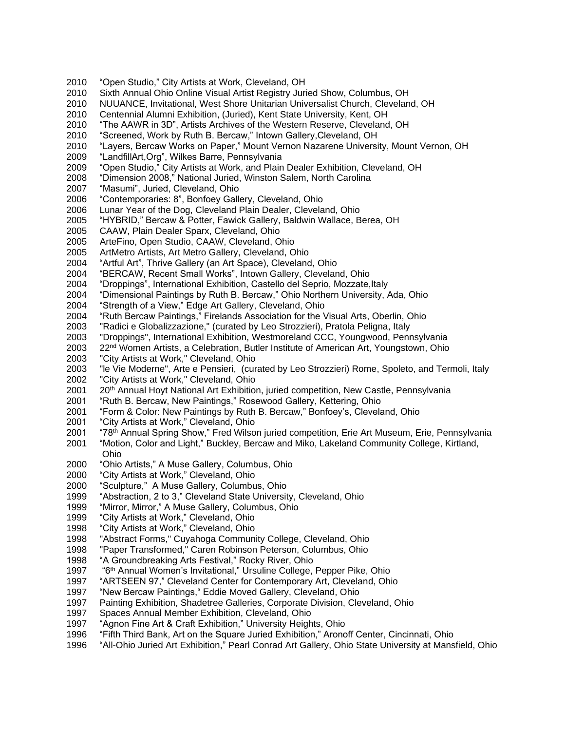2010 "Open Studio," City Artists at Work, Cleveland, OH
2010 Sixth Annual Ohio Online Visual Artist Registry Juried Show, Columbus, OH
2010 NUUANCE, Invitational, West Shore Unitarian Universalist Church, Cleveland, OH
2010 Centennial Alumni Exhibition, (Juried), Kent State University, Kent, OH
2010 "The AAWR in 3D", Artists Archives of the Western Reserve, Cleveland, OH
2010 "Screened, Work by Ruth B. Bercaw," Intown Gallery,Cleveland, OH
2010 "Layers, Bercaw Works on Paper," Mount Vernon Nazarene University, Mount Vernon, OH
2009 "LandfillArt,Org", Wilkes Barre, Pennsylvania
2009 "Open Studio," City Artists at Work, and Plain Dealer Exhibition, Cleveland, OH
2008 "Dimension 2008," National Juried, Winston Salem, North Carolina
2007 "Masumi", Juried, Cleveland, Ohio
2006 "Contemporaries: 8", Bonfoey Gallery, Cleveland, Ohio
2006 Lunar Year of the Dog, Cleveland Plain Dealer, Cleveland, Ohio
2005 "HYBRID," Bercaw & Potter, Fawick Gallery, Baldwin Wallace, Berea, OH
2005 CAAW, Plain Dealer Sparx, Cleveland, Ohio
2005 ArteFino, Open Studio, CAAW, Cleveland, Ohio
2005 ArtMetro Artists, Art Metro Gallery, Cleveland, Ohio
2004 "Artful Art", Thrive Gallery (an Art Space), Cleveland, Ohio
2004 "BERCAW, Recent Small Works", Intown Gallery, Cleveland, Ohio
2004 "Droppings", International Exhibition, Castello del Seprio, Mozzate,Italy
2004 "Dimensional Paintings by Ruth B. Bercaw," Ohio Northern University, Ada, Ohio
2004 "Strength of a View," Edge Art Gallery, Cleveland, Ohio
2004 "Ruth Bercaw Paintings," Firelands Association for the Visual Arts, Oberlin, Ohio
2003 "Radici e Globalizzazione," (curated by Leo Strozzieri), Pratola Peligna, Italy
2003 "Droppings", International Exhibition, Westmoreland CCC, Youngwood, Pennsylvania
2003 22nd Women Artists, a Celebration, Butler Institute of American Art, Youngstown, Ohio
2003 "City Artists at Work," Cleveland, Ohio
2003 "le Vie Moderne", Arte e Pensieri, (curated by Leo Strozzieri) Rome, Spoleto, and Termoli, Italy
2002 "City Artists at Work," Cleveland, Ohio
2001 20th Annual Hoyt National Art Exhibition, juried competition, New Castle, Pennsylvania
2001 "Ruth B. Bercaw, New Paintings," Rosewood Gallery, Kettering, Ohio
2001 "Form & Color: New Paintings by Ruth B. Bercaw," Bonfoey's, Cleveland, Ohio
2001 "City Artists at Work," Cleveland, Ohio
2001 "78th Annual Spring Show," Fred Wilson juried competition, Erie Art Museum, Erie, Pennsylvania
2001 "Motion, Color and Light," Buckley, Bercaw and Miko, Lakeland Community College, Kirtland, Ohio
2000 "Ohio Artists," A Muse Gallery, Columbus, Ohio
2000 "City Artists at Work," Cleveland, Ohio
2000 "Sculpture," A Muse Gallery, Columbus, Ohio
1999 "Abstraction, 2 to 3," Cleveland State University, Cleveland, Ohio
1999 "Mirror, Mirror," A Muse Gallery, Columbus, Ohio
1999 "City Artists at Work," Cleveland, Ohio
1998 "City Artists at Work," Cleveland, Ohio
1998 "Abstract Forms," Cuyahoga Community College, Cleveland, Ohio
1998 "Paper Transformed," Caren Robinson Peterson, Columbus, Ohio
1998 "A Groundbreaking Arts Festival," Rocky River, Ohio
1997 "6th Annual Women's Invitational," Ursuline College, Pepper Pike, Ohio
1997 "ARTSEEN 97," Cleveland Center for Contemporary Art, Cleveland, Ohio
1997 "New Bercaw Paintings," Eddie Moved Gallery, Cleveland, Ohio
1997 Painting Exhibition, Shadetree Galleries, Corporate Division, Cleveland, Ohio
1997 Spaces Annual Member Exhibition, Cleveland, Ohio
1997 "Agnon Fine Art & Craft Exhibition," University Heights, Ohio
1996 "Fifth Third Bank, Art on the Square Juried Exhibition," Aronoff Center, Cincinnati, Ohio
1996 "All-Ohio Juried Art Exhibition," Pearl Conrad Art Gallery, Ohio State University at Mansfield, Ohio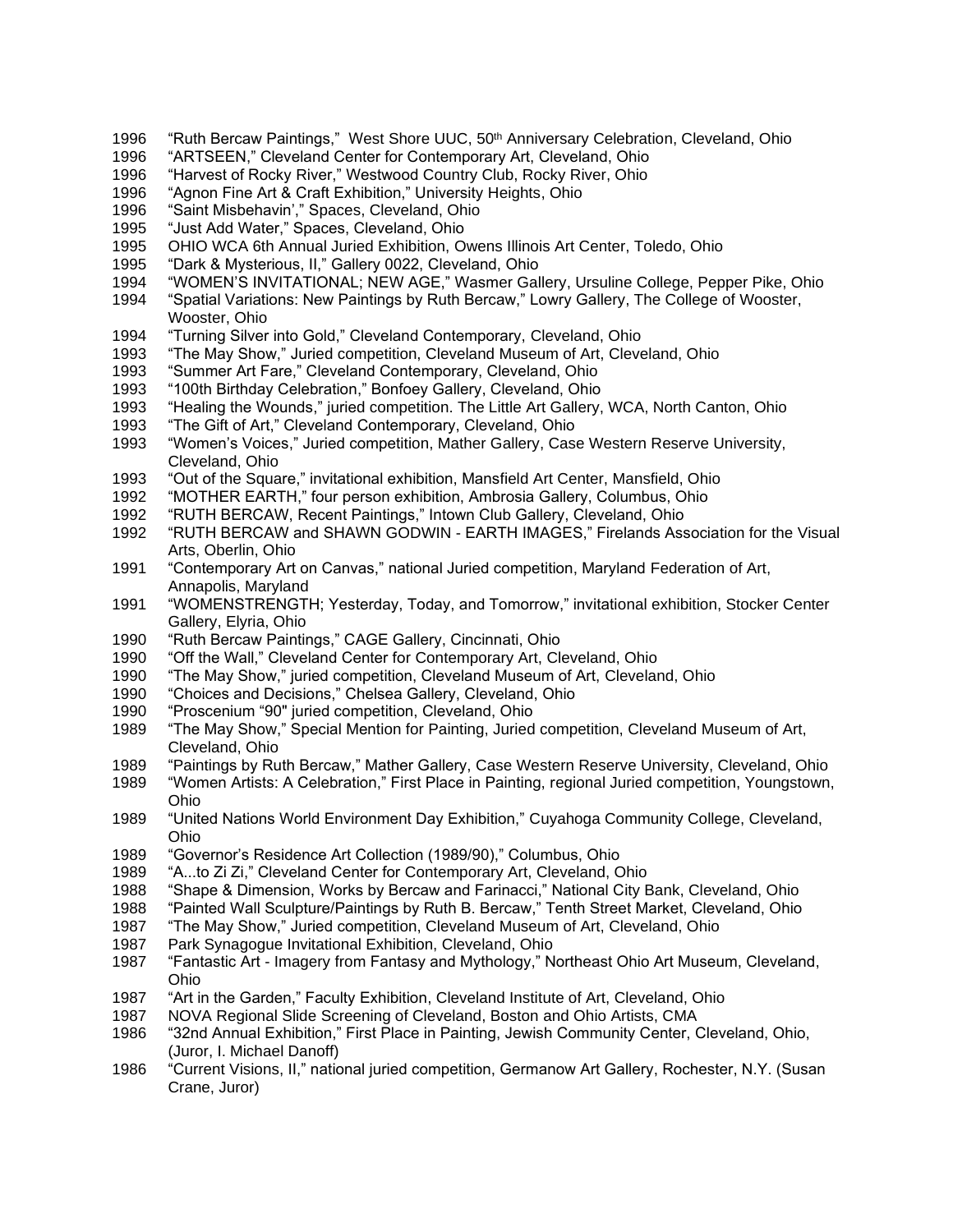1996 "Ruth Bercaw Paintings," West Shore UUC, 50th Anniversary Celebration, Cleveland, Ohio
1996 "ARTSEEN," Cleveland Center for Contemporary Art, Cleveland, Ohio
1996 "Harvest of Rocky River," Westwood Country Club, Rocky River, Ohio
1996 "Agnon Fine Art & Craft Exhibition," University Heights, Ohio
1996 "Saint Misbehavin'," Spaces, Cleveland, Ohio
1995 "Just Add Water," Spaces, Cleveland, Ohio
1995 OHIO WCA 6th Annual Juried Exhibition, Owens Illinois Art Center, Toledo, Ohio
1995 "Dark & Mysterious, II," Gallery 0022, Cleveland, Ohio
1994 "WOMEN'S INVITATIONAL; NEW AGE," Wasmer Gallery, Ursuline College, Pepper Pike, Ohio
1994 "Spatial Variations: New Paintings by Ruth Bercaw," Lowry Gallery, The College of Wooster, Wooster, Ohio
1994 "Turning Silver into Gold," Cleveland Contemporary, Cleveland, Ohio
1993 "The May Show," Juried competition, Cleveland Museum of Art, Cleveland, Ohio
1993 "Summer Art Fare," Cleveland Contemporary, Cleveland, Ohio
1993 "100th Birthday Celebration," Bonfoey Gallery, Cleveland, Ohio
1993 "Healing the Wounds," juried competition. The Little Art Gallery, WCA, North Canton, Ohio
1993 "The Gift of Art," Cleveland Contemporary, Cleveland, Ohio
1993 "Women's Voices," Juried competition, Mather Gallery, Case Western Reserve University, Cleveland, Ohio
1993 "Out of the Square," invitational exhibition, Mansfield Art Center, Mansfield, Ohio
1992 "MOTHER EARTH," four person exhibition, Ambrosia Gallery, Columbus, Ohio
1992 "RUTH BERCAW, Recent Paintings," Intown Club Gallery, Cleveland, Ohio
1992 "RUTH BERCAW and SHAWN GODWIN - EARTH IMAGES," Firelands Association for the Visual Arts, Oberlin, Ohio
1991 "Contemporary Art on Canvas," national Juried competition, Maryland Federation of Art, Annapolis, Maryland
1991 "WOMENSTRENGTH; Yesterday, Today, and Tomorrow," invitational exhibition, Stocker Center Gallery, Elyria, Ohio
1990 "Ruth Bercaw Paintings," CAGE Gallery, Cincinnati, Ohio
1990 "Off the Wall," Cleveland Center for Contemporary Art, Cleveland, Ohio
1990 "The May Show," juried competition, Cleveland Museum of Art, Cleveland, Ohio
1990 "Choices and Decisions," Chelsea Gallery, Cleveland, Ohio
1990 "Proscenium "90" juried competition, Cleveland, Ohio
1989 "The May Show," Special Mention for Painting, Juried competition, Cleveland Museum of Art, Cleveland, Ohio
1989 "Paintings by Ruth Bercaw," Mather Gallery, Case Western Reserve University, Cleveland, Ohio
1989 "Women Artists: A Celebration," First Place in Painting, regional Juried competition, Youngstown, Ohio
1989 "United Nations World Environment Day Exhibition," Cuyahoga Community College, Cleveland, Ohio
1989 "Governor's Residence Art Collection (1989/90)," Columbus, Ohio
1989 "A...to Zi Zi," Cleveland Center for Contemporary Art, Cleveland, Ohio
1988 "Shape & Dimension, Works by Bercaw and Farinacci," National City Bank, Cleveland, Ohio
1988 "Painted Wall Sculpture/Paintings by Ruth B. Bercaw," Tenth Street Market, Cleveland, Ohio
1987 "The May Show," Juried competition, Cleveland Museum of Art, Cleveland, Ohio
1987 Park Synagogue Invitational Exhibition, Cleveland, Ohio
1987 "Fantastic Art - Imagery from Fantasy and Mythology," Northeast Ohio Art Museum, Cleveland, Ohio
1987 "Art in the Garden," Faculty Exhibition, Cleveland Institute of Art, Cleveland, Ohio
1987 NOVA Regional Slide Screening of Cleveland, Boston and Ohio Artists, CMA
1986 "32nd Annual Exhibition," First Place in Painting, Jewish Community Center, Cleveland, Ohio, (Juror, I. Michael Danoff)
1986 "Current Visions, II," national juried competition, Germanow Art Gallery, Rochester, N.Y. (Susan Crane, Juror)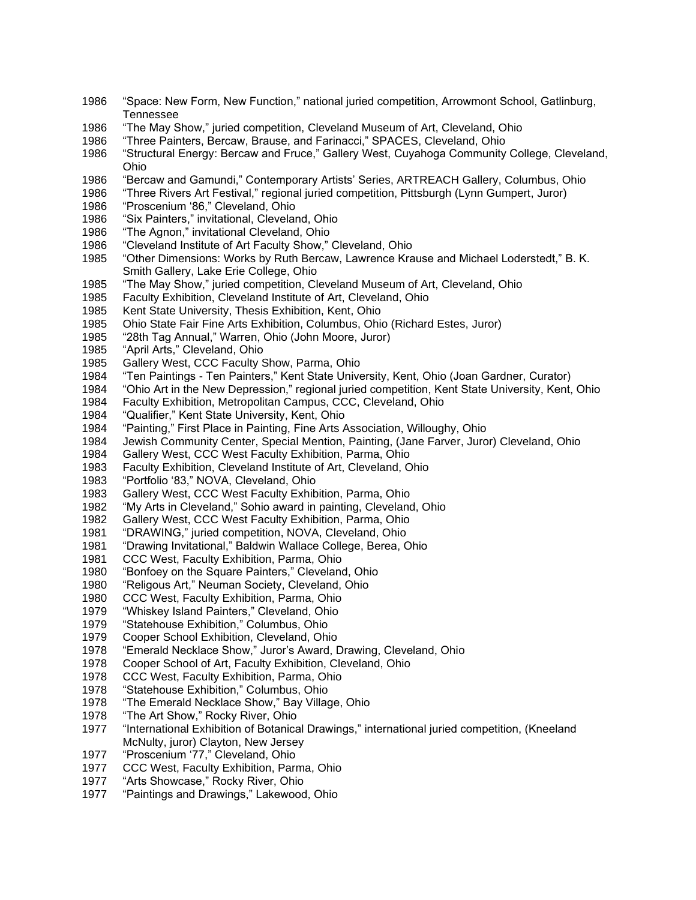1986 “Space: New Form, New Function,” national juried competition, Arrowmont School, Gatlinburg, Tennessee
1986 “The May Show,” juried competition, Cleveland Museum of Art, Cleveland, Ohio
1986 “Three Painters, Bercaw, Brause, and Farinacci,” SPACES, Cleveland, Ohio
1986 “Structural Energy: Bercaw and Fruce,” Gallery West, Cuyahoga Community College, Cleveland, Ohio
1986 “Bercaw and Gamundi,” Contemporary Artists’ Series, ARTREACH Gallery, Columbus, Ohio
1986 “Three Rivers Art Festival,” regional juried competition, Pittsburgh (Lynn Gumpert, Juror)
1986 “Proscenium ‘86,” Cleveland, Ohio
1986 “Six Painters,” invitational, Cleveland, Ohio
1986 “The Agnon,” invitational Cleveland, Ohio
1986 “Cleveland Institute of Art Faculty Show,” Cleveland, Ohio
1985 “Other Dimensions: Works by Ruth Bercaw, Lawrence Krause and Michael Loderstedt,” B. K. Smith Gallery, Lake Erie College, Ohio
1985 “The May Show,” juried competition, Cleveland Museum of Art, Cleveland, Ohio
1985 Faculty Exhibition, Cleveland Institute of Art, Cleveland, Ohio
1985 Kent State University, Thesis Exhibition, Kent, Ohio
1985 Ohio State Fair Fine Arts Exhibition, Columbus, Ohio (Richard Estes, Juror)
1985 “28th Tag Annual,” Warren, Ohio (John Moore, Juror)
1985 “April Arts,” Cleveland, Ohio
1985 Gallery West, CCC Faculty Show, Parma, Ohio
1984 “Ten Paintings - Ten Painters,” Kent State University, Kent, Ohio (Joan Gardner, Curator)
1984 “Ohio Art in the New Depression,” regional juried competition, Kent State University, Kent, Ohio
1984 Faculty Exhibition, Metropolitan Campus, CCC, Cleveland, Ohio
1984 “Qualifier,” Kent State University, Kent, Ohio
1984 “Painting,” First Place in Painting, Fine Arts Association, Willoughy, Ohio
1984 Jewish Community Center, Special Mention, Painting, (Jane Farver, Juror) Cleveland, Ohio
1984 Gallery West, CCC West Faculty Exhibition, Parma, Ohio
1983 Faculty Exhibition, Cleveland Institute of Art, Cleveland, Ohio
1983 “Portfolio ‘83,” NOVA, Cleveland, Ohio
1983 Gallery West, CCC West Faculty Exhibition, Parma, Ohio
1982 “My Arts in Cleveland,” Sohio award in painting, Cleveland, Ohio
1982 Gallery West, CCC West Faculty Exhibition, Parma, Ohio
1981 “DRAWING,” juried competition, NOVA, Cleveland, Ohio
1981 “Drawing Invitational,” Baldwin Wallace College, Berea, Ohio
1981 CCC West, Faculty Exhibition, Parma, Ohio
1980 “Bonfoey on the Square Painters,” Cleveland, Ohio
1980 “Religous Art,” Neuman Society, Cleveland, Ohio
1980 CCC West, Faculty Exhibition, Parma, Ohio
1979 “Whiskey Island Painters,” Cleveland, Ohio
1979 “Statehouse Exhibition,” Columbus, Ohio
1979 Cooper School Exhibition, Cleveland, Ohio
1978 “Emerald Necklace Show,” Juror’s Award, Drawing, Cleveland, Ohio
1978 Cooper School of Art, Faculty Exhibition, Cleveland, Ohio
1978 CCC West, Faculty Exhibition, Parma, Ohio
1978 “Statehouse Exhibition,” Columbus, Ohio
1978 “The Emerald Necklace Show,” Bay Village, Ohio
1978 “The Art Show,” Rocky River, Ohio
1977 “International Exhibition of Botanical Drawings,” international juried competition, (Kneeland McNulty, juror) Clayton, New Jersey
1977 “Proscenium ‘77,” Cleveland, Ohio
1977 CCC West, Faculty Exhibition, Parma, Ohio
1977 “Arts Showcase,” Rocky River, Ohio
1977 “Paintings and Drawings,” Lakewood, Ohio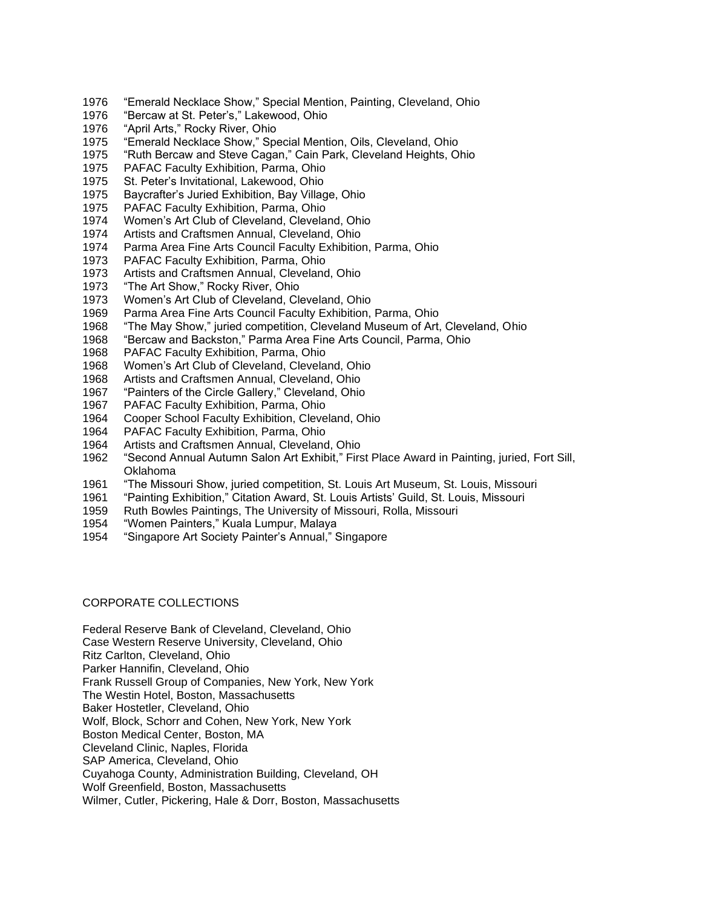1976 "Emerald Necklace Show," Special Mention, Painting, Cleveland, Ohio
1976 "Bercaw at St. Peter's," Lakewood, Ohio
1976 "April Arts," Rocky River, Ohio
1975 "Emerald Necklace Show," Special Mention, Oils, Cleveland, Ohio
1975 "Ruth Bercaw and Steve Cagan," Cain Park, Cleveland Heights, Ohio
1975 PAFAC Faculty Exhibition, Parma, Ohio
1975 St. Peter's Invitational, Lakewood, Ohio
1975 Baycrafter's Juried Exhibition, Bay Village, Ohio
1975 PAFAC Faculty Exhibition, Parma, Ohio
1974 Women's Art Club of Cleveland, Cleveland, Ohio
1974 Artists and Craftsmen Annual, Cleveland, Ohio
1974 Parma Area Fine Arts Council Faculty Exhibition, Parma, Ohio
1973 PAFAC Faculty Exhibition, Parma, Ohio
1973 Artists and Craftsmen Annual, Cleveland, Ohio
1973 "The Art Show," Rocky River, Ohio
1973 Women's Art Club of Cleveland, Cleveland, Ohio
1969 Parma Area Fine Arts Council Faculty Exhibition, Parma, Ohio
1968 "The May Show," juried competition, Cleveland Museum of Art, Cleveland, Ohio
1968 "Bercaw and Backston," Parma Area Fine Arts Council, Parma, Ohio
1968 PAFAC Faculty Exhibition, Parma, Ohio
1968 Women's Art Club of Cleveland, Cleveland, Ohio
1968 Artists and Craftsmen Annual, Cleveland, Ohio
1967 "Painters of the Circle Gallery," Cleveland, Ohio
1967 PAFAC Faculty Exhibition, Parma, Ohio
1964 Cooper School Faculty Exhibition, Cleveland, Ohio
1964 PAFAC Faculty Exhibition, Parma, Ohio
1964 Artists and Craftsmen Annual, Cleveland, Ohio
1962 "Second Annual Autumn Salon Art Exhibit," First Place Award in Painting, juried, Fort Sill, Oklahoma
1961 "The Missouri Show, juried competition, St. Louis Art Museum, St. Louis, Missouri
1961 "Painting Exhibition," Citation Award, St. Louis Artists' Guild, St. Louis, Missouri
1959 Ruth Bowles Paintings, The University of Missouri, Rolla, Missouri
1954 "Women Painters," Kuala Lumpur, Malaya
1954 "Singapore Art Society Painter's Annual," Singapore

## CORPORATE COLLECTIONS

Federal Reserve Bank of Cleveland, Cleveland, Ohio
Case Western Reserve University, Cleveland, Ohio
Ritz Carlton, Cleveland, Ohio
Parker Hannifin, Cleveland, Ohio
Frank Russell Group of Companies, New York, New York
The Westin Hotel, Boston, Massachusetts
Baker Hostetler, Cleveland, Ohio
Wolf, Block, Schorr and Cohen, New York, New York
Boston Medical Center, Boston, MA
Cleveland Clinic, Naples, Florida
SAP America, Cleveland, Ohio
Cuyahoga County, Administration Building, Cleveland, OH
Wolf Greenfield, Boston, Massachusetts
Wilmer, Cutler, Pickering, Hale & Dorr, Boston, Massachusetts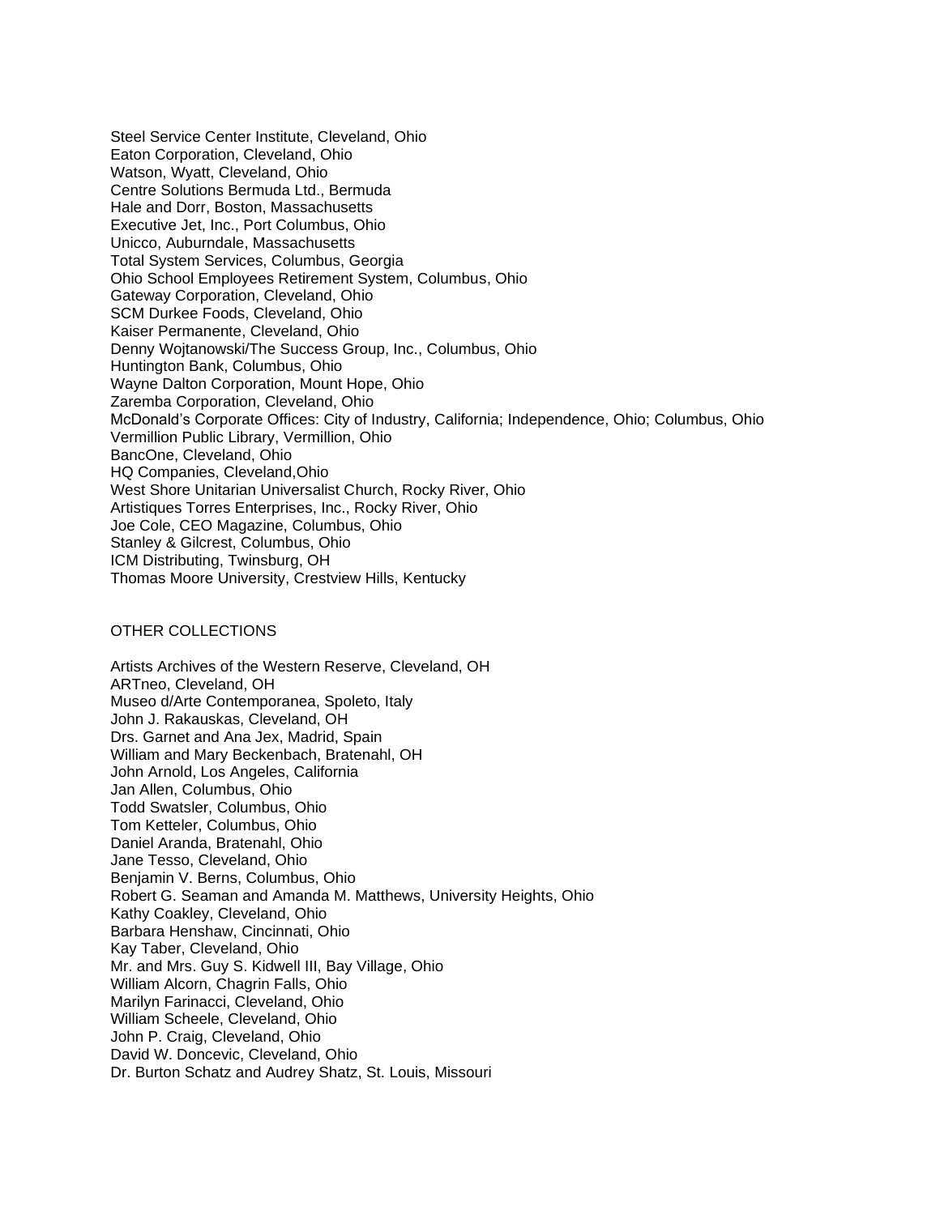Steel Service Center Institute, Cleveland, Ohio
Eaton Corporation, Cleveland, Ohio
Watson, Wyatt, Cleveland, Ohio
Centre Solutions Bermuda Ltd., Bermuda
Hale and Dorr, Boston, Massachusetts
Executive Jet, Inc., Port Columbus, Ohio
Unicco, Auburndale, Massachusetts
Total System Services, Columbus, Georgia
Ohio School Employees Retirement System, Columbus, Ohio
Gateway Corporation, Cleveland, Ohio
SCM Durkee Foods, Cleveland, Ohio
Kaiser Permanente, Cleveland, Ohio
Denny Wojtanowski/The Success Group, Inc., Columbus, Ohio
Huntington Bank, Columbus, Ohio
Wayne Dalton Corporation, Mount Hope, Ohio
Zaremba Corporation, Cleveland, Ohio
McDonald's Corporate Offices: City of Industry, California; Independence, Ohio; Columbus, Ohio
Vermillion Public Library, Vermillion, Ohio
BancOne, Cleveland, Ohio
HQ Companies, Cleveland,Ohio
West Shore Unitarian Universalist Church, Rocky River, Ohio
Artistiques Torres Enterprises, Inc., Rocky River, Ohio
Joe Cole, CEO Magazine, Columbus, Ohio
Stanley & Gilcrest, Columbus, Ohio
ICM Distributing, Twinsburg, OH
Thomas Moore University, Crestview Hills, Kentucky

OTHER COLLECTIONS

Artists Archives of the Western Reserve, Cleveland, OH
ARTneo, Cleveland, OH
Museo d/Arte Contemporanea, Spoleto, Italy
John J. Rakauskas, Cleveland, OH
Drs. Garnet and Ana Jex, Madrid, Spain
William and Mary Beckenbach, Bratenahl, OH
John Arnold, Los Angeles, California
Jan Allen, Columbus, Ohio
Todd Swatsler, Columbus, Ohio
Tom Ketteler, Columbus, Ohio
Daniel Aranda, Bratenahl, Ohio
Jane Tesso, Cleveland, Ohio
Benjamin V. Berns, Columbus, Ohio
Robert G. Seaman and Amanda M. Matthews, University Heights, Ohio
Kathy Coakley, Cleveland, Ohio
Barbara Henshaw, Cincinnati, Ohio
Kay Taber, Cleveland, Ohio
Mr. and Mrs. Guy S. Kidwell III, Bay Village, Ohio
William Alcorn, Chagrin Falls, Ohio
Marilyn Farinacci, Cleveland, Ohio
William Scheele, Cleveland, Ohio
John P. Craig, Cleveland, Ohio
David W. Doncevic, Cleveland, Ohio
Dr. Burton Schatz and Audrey Shatz, St. Louis, Missouri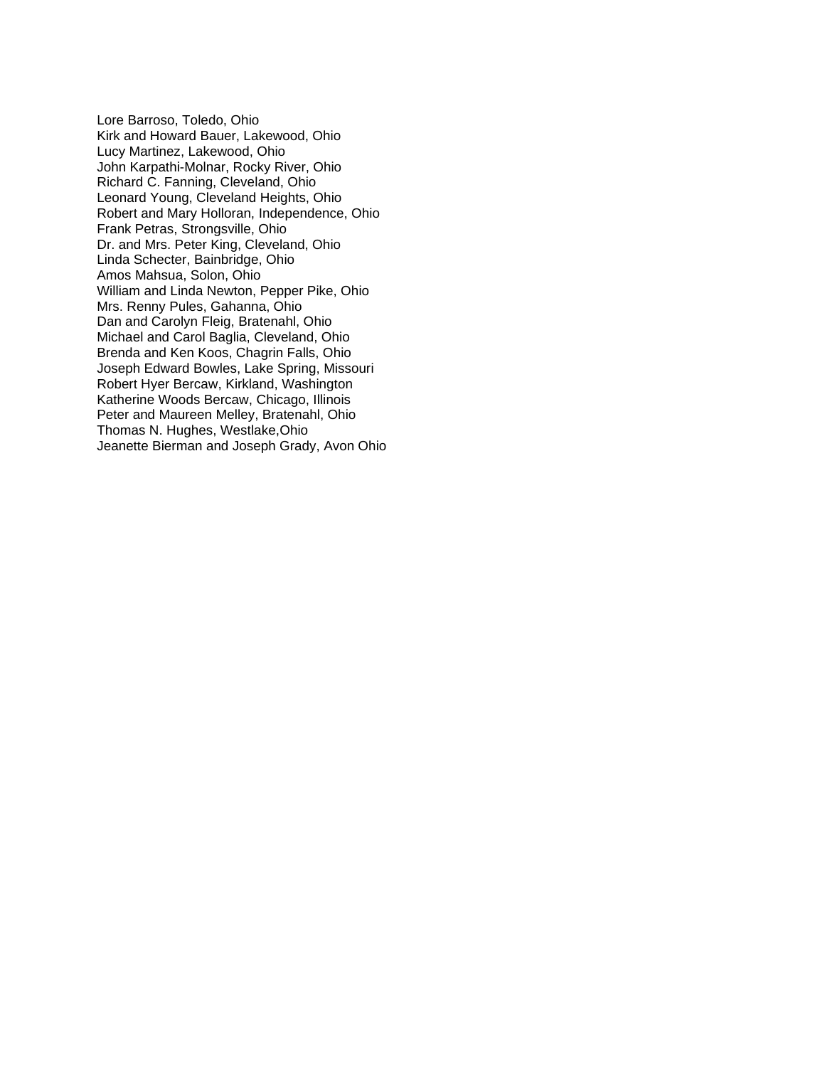Lore Barroso, Toledo, Ohio
Kirk and Howard Bauer, Lakewood, Ohio
Lucy Martinez, Lakewood, Ohio
John Karpathi-Molnar, Rocky River, Ohio
Richard C. Fanning, Cleveland, Ohio
Leonard Young, Cleveland Heights, Ohio
Robert and Mary Holloran, Independence, Ohio
Frank Petras, Strongsville, Ohio
Dr. and Mrs. Peter King, Cleveland, Ohio
Linda Schecter, Bainbridge, Ohio
Amos Mahsua, Solon, Ohio
William and Linda Newton, Pepper Pike, Ohio
Mrs. Renny Pules, Gahanna, Ohio
Dan and Carolyn Fleig, Bratenahl, Ohio
Michael and Carol Baglia, Cleveland, Ohio
Brenda and Ken Koos, Chagrin Falls, Ohio
Joseph Edward Bowles, Lake Spring, Missouri
Robert Hyer Bercaw, Kirkland, Washington
Katherine Woods Bercaw, Chicago, Illinois
Peter and Maureen Melley, Bratenahl, Ohio
Thomas N. Hughes, Westlake,Ohio
Jeanette Bierman and Joseph Grady, Avon Ohio